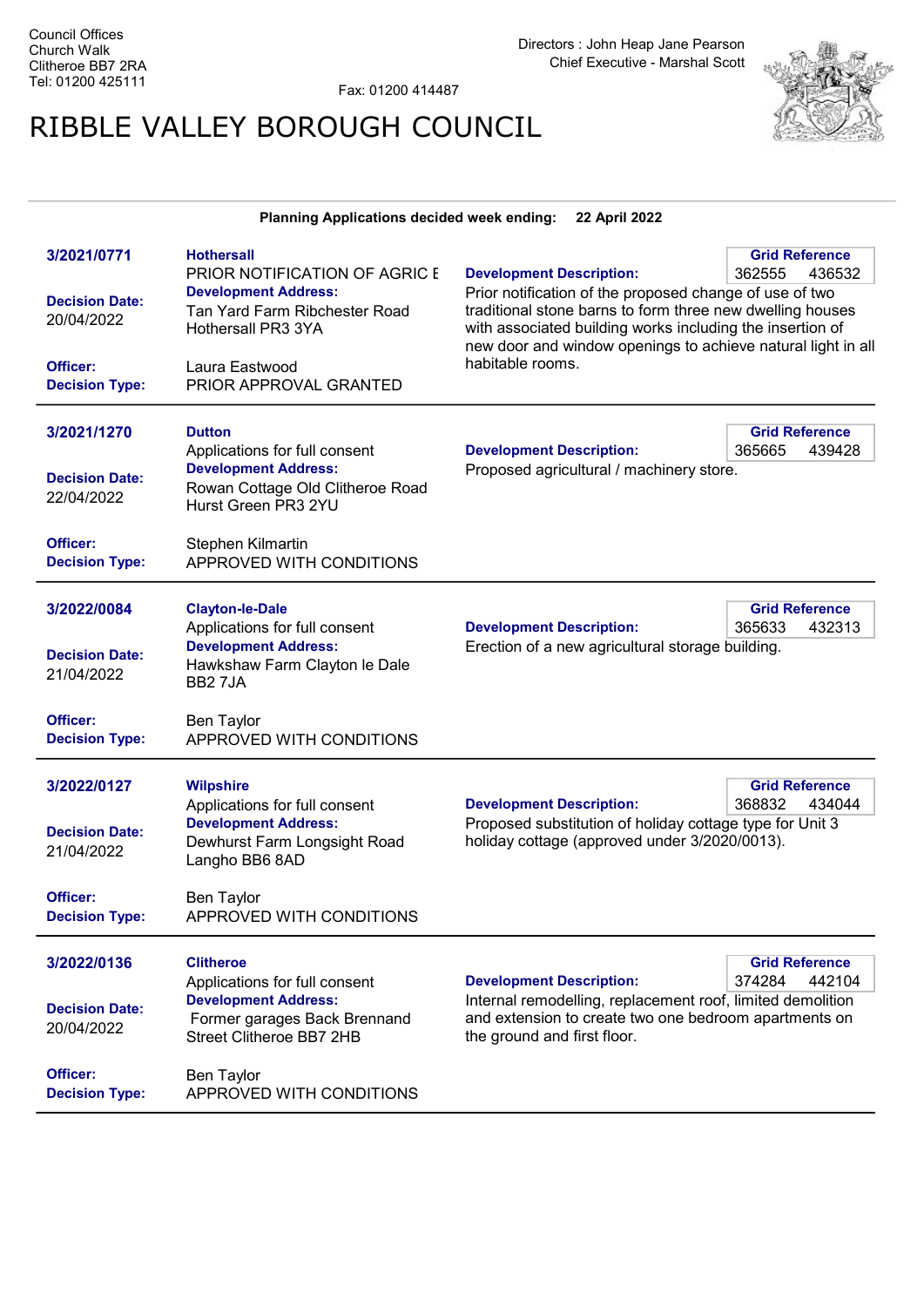Council Offices
Church Walk
Clitheroe BB7 2RA
Tel: 01200 425111

Fax: 01200 414487

Directors : John Heap Jane Pearson
Chief Executive - Marshal Scott

# RIBBLE VALLEY BOROUGH COUNCIL

**Planning Applications decided week ending: 22 April 2022**

---

**3/2021/0771**
**Hothersall**
PRIOR NOTIFICATION OF AGRIC E
**Development Address:** Tan Yard Farm Ribchester Road Hothersall PR3 3YA
**Decision Date:** 20/04/2022
**Officer:** Laura Eastwood
**Decision Type:** PRIOR APPROVAL GRANTED
**Grid Reference:** 362555 436532
**Development Description:** Prior notification of the proposed change of use of two traditional stone barns to form three new dwelling houses with associated building works including the insertion of new door and window openings to achieve natural light in all habitable rooms.

---

**3/2021/1270**
**Dutton**
Applications for full consent
**Development Address:** Rowan Cottage Old Clitheroe Road Hurst Green PR3 2YU
**Decision Date:** 22/04/2022
**Officer:** Stephen Kilmartin
**Decision Type:** APPROVED WITH CONDITIONS
**Grid Reference:** 365665 439428
**Development Description:** Proposed agricultural / machinery store.

---

**3/2022/0084**
**Clayton-le-Dale**
Applications for full consent
**Development Address:** Hawkshaw Farm Clayton le Dale BB2 7JA
**Decision Date:** 21/04/2022
**Officer:** Ben Taylor
**Decision Type:** APPROVED WITH CONDITIONS
**Grid Reference:** 365633 432313
**Development Description:** Erection of a new agricultural storage building.

---

**3/2022/0127**
**Wilpshire**
Applications for full consent
**Development Address:** Dewhurst Farm Longsight Road Langho BB6 8AD
**Decision Date:** 21/04/2022
**Officer:** Ben Taylor
**Decision Type:** APPROVED WITH CONDITIONS
**Grid Reference:** 368832 434044
**Development Description:** Proposed substitution of holiday cottage type for Unit 3 holiday cottage (approved under 3/2020/0013).

---

**3/2022/0136**
**Clitheroe**
Applications for full consent
**Development Address:** Former garages Back Brennand Street Clitheroe BB7 2HB
**Decision Date:** 20/04/2022
**Officer:** Ben Taylor
**Decision Type:** APPROVED WITH CONDITIONS
**Grid Reference:** 374284 442104
**Development Description:** Internal remodelling, replacement roof, limited demolition and extension to create two one bedroom apartments on the ground and first floor.

---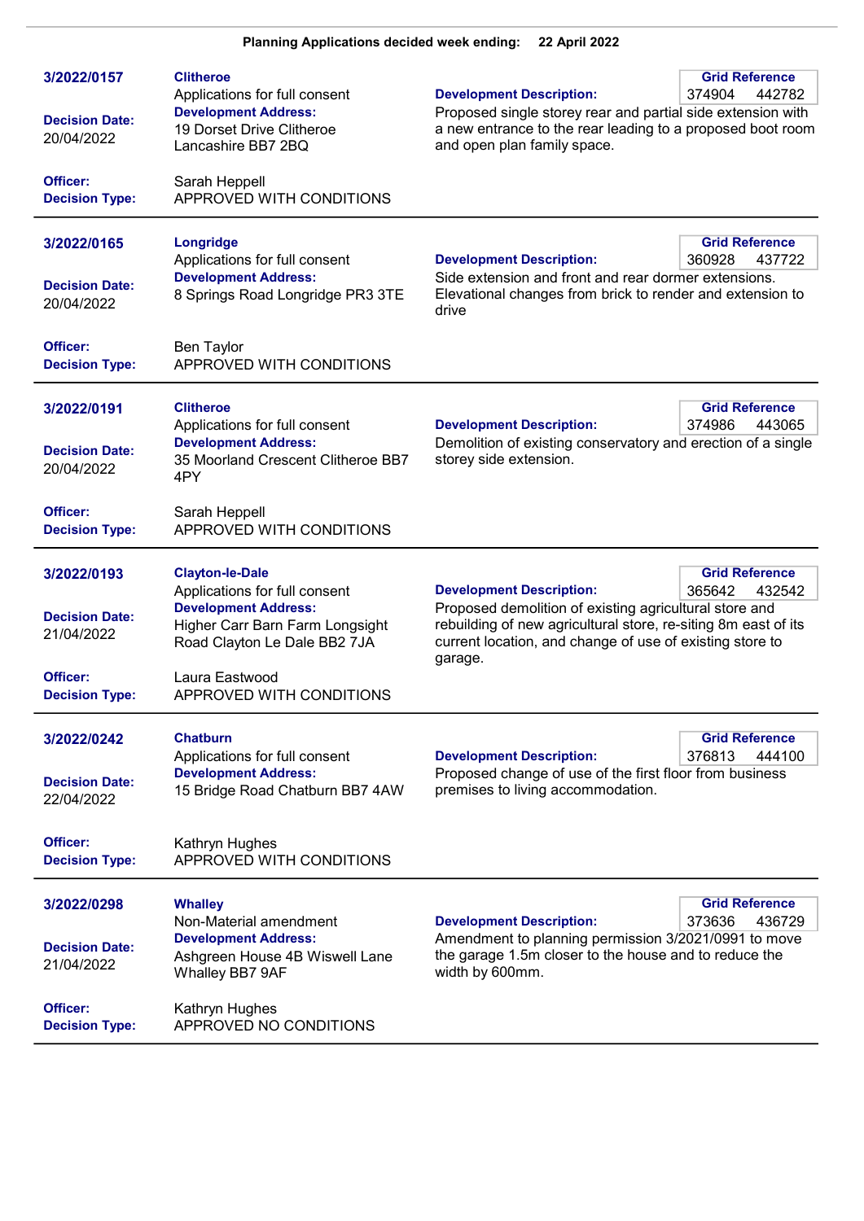**Planning Applications decided week ending: 22 April 2022**

---

**3/2022/0157**

**Clitheroe**
Applications for full consent

**Development Address:**
19 Dorset Drive Clitheroe Lancashire BB7 2BQ

**Grid Reference:** 374904 442782

**Development Description:**
Proposed single storey rear and partial side extension with a new entrance to the rear leading to a proposed boot room and open plan family space.

**Decision Date:** 20/04/2022

**Officer:** Sarah Heppell

**Decision Type:** APPROVED WITH CONDITIONS

---

**3/2022/0165**

**Longridge**
Applications for full consent

**Development Address:**
8 Springs Road Longridge PR3 3TE

**Grid Reference:** 360928 437722

**Development Description:**
Side extension and front and rear dormer extensions. Elevational changes from brick to render and extension to drive

**Decision Date:** 20/04/2022

**Officer:** Ben Taylor

**Decision Type:** APPROVED WITH CONDITIONS

---

**3/2022/0191**

**Clitheroe**
Applications for full consent

**Development Address:**
35 Moorland Crescent Clitheroe BB7 4PY

**Grid Reference:** 374986 443065

**Development Description:**
Demolition of existing conservatory and erection of a single storey side extension.

**Decision Date:** 20/04/2022

**Officer:** Sarah Heppell

**Decision Type:** APPROVED WITH CONDITIONS

---

**3/2022/0193**

**Clayton-le-Dale**
Applications for full consent

**Development Address:**
Higher Carr Barn Farm Longsight Road Clayton Le Dale BB2 7JA

**Grid Reference:** 365642 432542

**Development Description:**
Proposed demolition of existing agricultural store and rebuilding of new agricultural store, re-siting 8m east of its current location, and change of use of existing store to garage.

**Decision Date:** 21/04/2022

**Officer:** Laura Eastwood

**Decision Type:** APPROVED WITH CONDITIONS

---

**3/2022/0242**

**Chatburn**
Applications for full consent

**Development Address:**
15 Bridge Road Chatburn BB7 4AW

**Grid Reference:** 376813 444100

**Development Description:**
Proposed change of use of the first floor from business premises to living accommodation.

**Decision Date:** 22/04/2022

**Officer:** Kathryn Hughes

**Decision Type:** APPROVED WITH CONDITIONS

---

**3/2022/0298**

**Whalley**
Non-Material amendment

**Development Address:**
Ashgreen House 4B Wiswell Lane Whalley BB7 9AF

**Grid Reference:** 373636 436729

**Development Description:**
Amendment to planning permission 3/2021/0991 to move the garage 1.5m closer to the house and to reduce the width by 600mm.

**Decision Date:** 21/04/2022

**Officer:** Kathryn Hughes

**Decision Type:** APPROVED NO CONDITIONS

---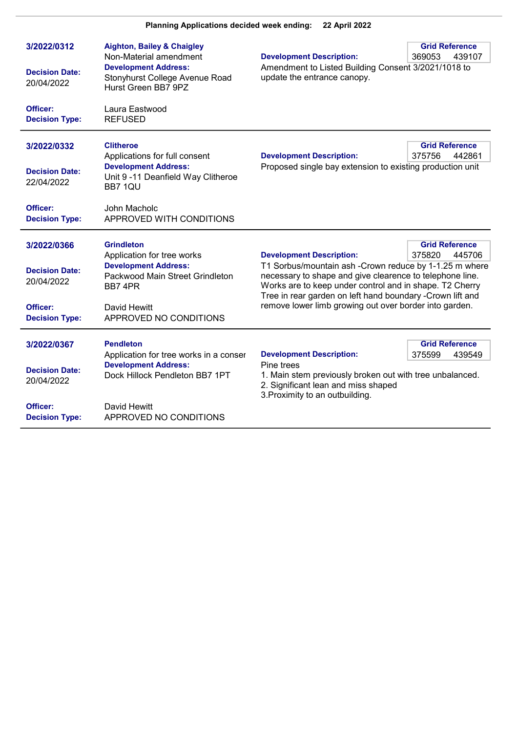**Planning Applications decided week ending: 22 April 2022**

---

**3/2022/0312**

**Aighton, Bailey & Chaigley**
Non-Material amendment

**Development Address:**
Stonyhurst College Avenue Road Hurst Green BB7 9PZ

**Decision Date:** 20/04/2022

**Officer:** Laura Eastwood
**Decision Type:** REFUSED

**Development Description:**
Amendment to Listed Building Consent 3/2021/1018 to update the entrance canopy.

**Grid Reference:** 369053 439107

---

**3/2022/0332**

**Clitheroe**
Applications for full consent

**Development Address:**
Unit 9 -11 Deanfield Way Clitheroe BB7 1QU

**Decision Date:** 22/04/2022

**Officer:** John Macholc
**Decision Type:** APPROVED WITH CONDITIONS

**Development Description:**
Proposed single bay extension to existing production unit

**Grid Reference:** 375756 442861

---

**3/2022/0366**

**Grindleton**
Application for tree works

**Development Address:**
Packwood Main Street Grindleton BB7 4PR

**Decision Date:** 20/04/2022

**Officer:** David Hewitt
**Decision Type:** APPROVED NO CONDITIONS

**Development Description:**
T1 Sorbus/mountain ash -Crown reduce by 1-1.25 m where necessary to shape and give clearence to telephone line. Works are to keep under control and in shape. T2 Cherry Tree in rear garden on left hand boundary -Crown lift and remove lower limb growing out over border into garden.

**Grid Reference:** 375820 445706

---

**3/2022/0367**

**Pendleton**
Application for tree works in a conser

**Development Address:**
Dock Hillock Pendleton BB7 1PT

**Decision Date:** 20/04/2022

**Officer:** David Hewitt
**Decision Type:** APPROVED NO CONDITIONS

**Development Description:**
Pine trees
1. Main stem previously broken out with tree unbalanced.
2. Significant lean and miss shaped
3.Proximity to an outbuilding.

**Grid Reference:** 375599 439549